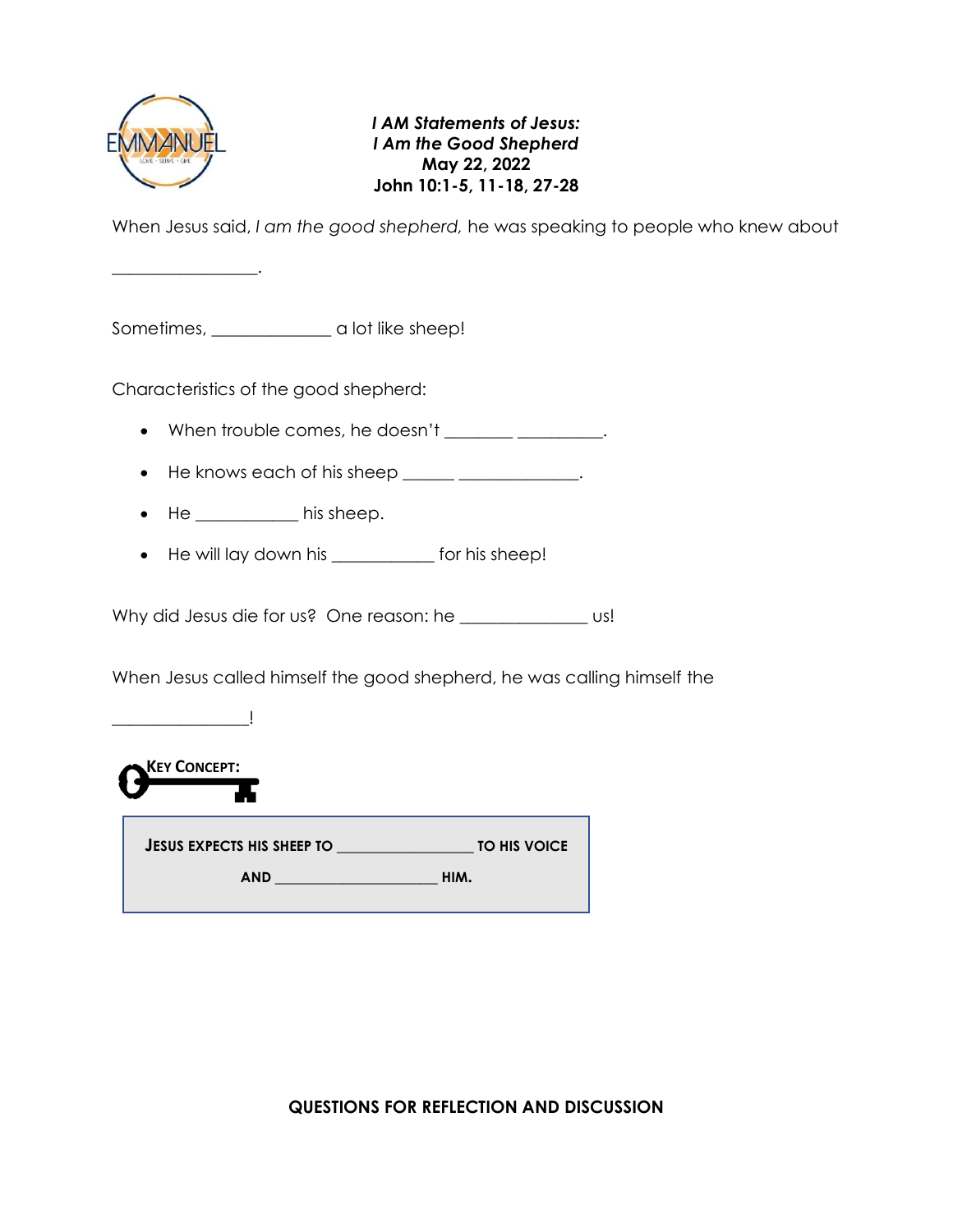***I AM Statements of Jesus:***
***I Am the Good Shepherd***
**May 22, 2022**
**John 10:1-5, 11-18, 27-28**

When Jesus said, *I am the good shepherd,* he was speaking to people who knew about

________________.

Sometimes, ______________ a lot like sheep!

Characteristics of the good shepherd:

- When trouble comes, he doesn't ________ __________.
- He knows each of his sheep ______ ______________.
- He ____________ his sheep.
- He will lay down his ____________ for his sheep!

Why did Jesus die for us? One reason: he _______________ us!

When Jesus called himself the good shepherd, he was calling himself the

________________!

**KEY CONCEPT:**

**JESUS EXPECTS HIS SHEEP TO _________________ TO HIS VOICE AND ____________________ HIM.**

**QUESTIONS FOR REFLECTION AND DISCUSSION**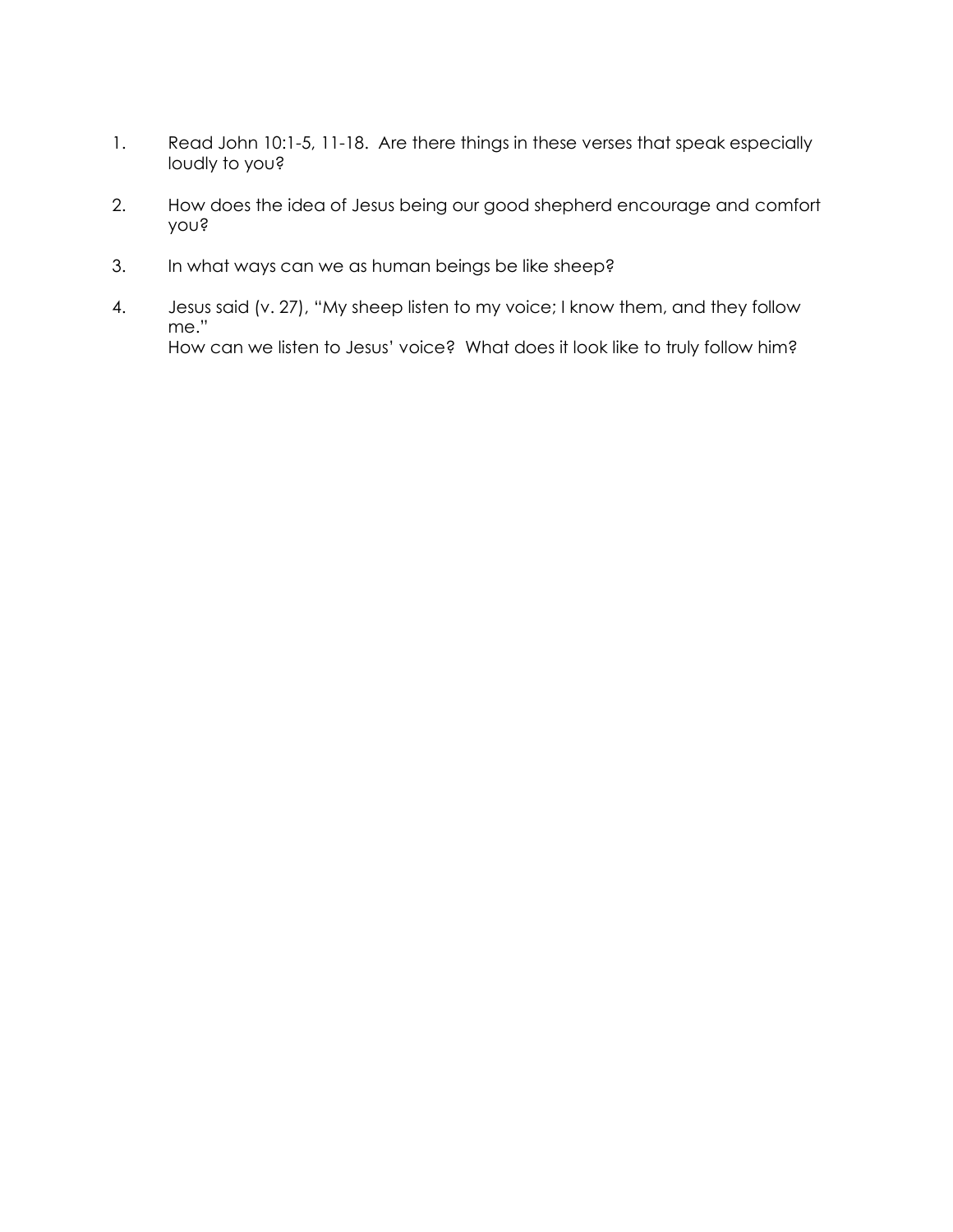1. Read John 10:1-5, 11-18. Are there things in these verses that speak especially loudly to you?

2. How does the idea of Jesus being our good shepherd encourage and comfort you?

3. In what ways can we as human beings be like sheep?

4. Jesus said (v. 27), "My sheep listen to my voice; I know them, and they follow me."
   How can we listen to Jesus' voice? What does it look like to truly follow him?